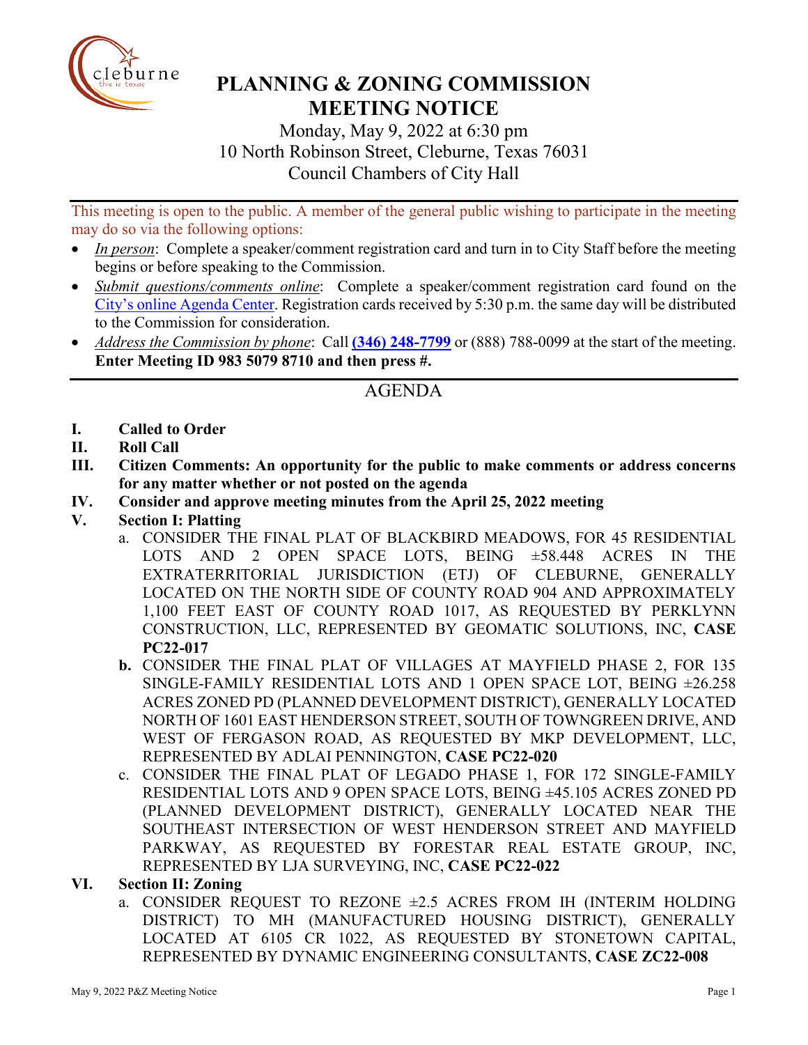# PLANNING & ZONING COMMISSION MEETING NOTICE

Monday, May 9, 2022 at 6:30 pm
10 North Robinson Street, Cleburne, Texas 76031
Council Chambers of City Hall

This meeting is open to the public. A member of the general public wishing to participate in the meeting may do so via the following options:

- *In person*: Complete a speaker/comment registration card and turn in to City Staff before the meeting begins or before speaking to the Commission.
- *Submit questions/comments online*: Complete a speaker/comment registration card found on the City's online Agenda Center. Registration cards received by 5:30 p.m. the same day will be distributed to the Commission for consideration.
- *Address the Commission by phone*: Call **(346) 248-7799** or (888) 788-0099 at the start of the meeting. **Enter Meeting ID 983 5079 8710 and then press #.**

## AGENDA

**I. Called to Order**

**II. Roll Call**

**III. Citizen Comments: An opportunity for the public to make comments or address concerns for any matter whether or not posted on the agenda**

**IV. Consider and approve meeting minutes from the April 25, 2022 meeting**

**V. Section I: Platting**

a. CONSIDER THE FINAL PLAT OF BLACKBIRD MEADOWS, FOR 45 RESIDENTIAL LOTS AND 2 OPEN SPACE LOTS, BEING ±58.448 ACRES IN THE EXTRATERRITORIAL JURISDICTION (ETJ) OF CLEBURNE, GENERALLY LOCATED ON THE NORTH SIDE OF COUNTY ROAD 904 AND APPROXIMATELY 1,100 FEET EAST OF COUNTY ROAD 1017, AS REQUESTED BY PERKLYNN CONSTRUCTION, LLC, REPRESENTED BY GEOMATIC SOLUTIONS, INC, **CASE PC22-017**

**b.** CONSIDER THE FINAL PLAT OF VILLAGES AT MAYFIELD PHASE 2, FOR 135 SINGLE-FAMILY RESIDENTIAL LOTS AND 1 OPEN SPACE LOT, BEING ±26.258 ACRES ZONED PD (PLANNED DEVELOPMENT DISTRICT), GENERALLY LOCATED NORTH OF 1601 EAST HENDERSON STREET, SOUTH OF TOWNGREEN DRIVE, AND WEST OF FERGASON ROAD, AS REQUESTED BY MKP DEVELOPMENT, LLC, REPRESENTED BY ADLAI PENNINGTON, **CASE PC22-020**

c. CONSIDER THE FINAL PLAT OF LEGADO PHASE 1, FOR 172 SINGLE-FAMILY RESIDENTIAL LOTS AND 9 OPEN SPACE LOTS, BEING ±45.105 ACRES ZONED PD (PLANNED DEVELOPMENT DISTRICT), GENERALLY LOCATED NEAR THE SOUTHEAST INTERSECTION OF WEST HENDERSON STREET AND MAYFIELD PARKWAY, AS REQUESTED BY FORESTAR REAL ESTATE GROUP, INC, REPRESENTED BY LJA SURVEYING, INC, **CASE PC22-022**

**VI. Section II: Zoning**

a. CONSIDER REQUEST TO REZONE ±2.5 ACRES FROM IH (INTERIM HOLDING DISTRICT) TO MH (MANUFACTURED HOUSING DISTRICT), GENERALLY LOCATED AT 6105 CR 1022, AS REQUESTED BY STONETOWN CAPITAL, REPRESENTED BY DYNAMIC ENGINEERING CONSULTANTS, **CASE ZC22-008**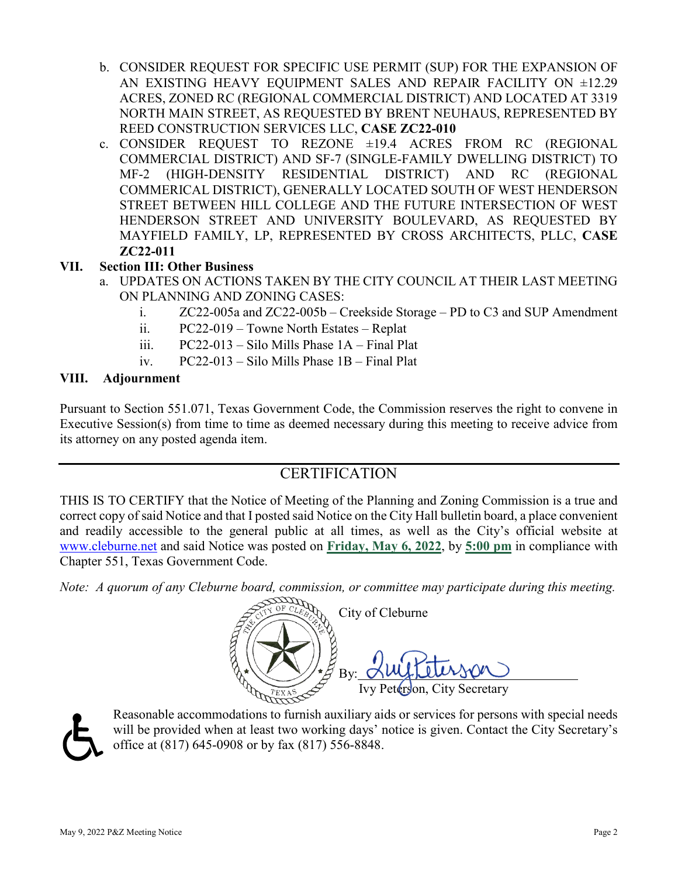b. CONSIDER REQUEST FOR SPECIFIC USE PERMIT (SUP) FOR THE EXPANSION OF AN EXISTING HEAVY EQUIPMENT SALES AND REPAIR FACILITY ON ±12.29 ACRES, ZONED RC (REGIONAL COMMERCIAL DISTRICT) AND LOCATED AT 3319 NORTH MAIN STREET, AS REQUESTED BY BRENT NEUHAUS, REPRESENTED BY REED CONSTRUCTION SERVICES LLC, **CASE ZC22-010**

c. CONSIDER REQUEST TO REZONE ±19.4 ACRES FROM RC (REGIONAL COMMERCIAL DISTRICT) AND SF-7 (SINGLE-FAMILY DWELLING DISTRICT) TO MF-2 (HIGH-DENSITY RESIDENTIAL DISTRICT) AND RC (REGIONAL COMMERICAL DISTRICT), GENERALLY LOCATED SOUTH OF WEST HENDERSON STREET BETWEEN HILL COLLEGE AND THE FUTURE INTERSECTION OF WEST HENDERSON STREET AND UNIVERSITY BOULEVARD, AS REQUESTED BY MAYFIELD FAMILY, LP, REPRESENTED BY CROSS ARCHITECTS, PLLC, **CASE ZC22-011**

**VII. Section III: Other Business**

a. UPDATES ON ACTIONS TAKEN BY THE CITY COUNCIL AT THEIR LAST MEETING ON PLANNING AND ZONING CASES:

i. ZC22-005a and ZC22-005b – Creekside Storage – PD to C3 and SUP Amendment

ii. PC22-019 – Towne North Estates – Replat

iii. PC22-013 – Silo Mills Phase 1A – Final Plat

iv. PC22-013 – Silo Mills Phase 1B – Final Plat

**VIII. Adjournment**

Pursuant to Section 551.071, Texas Government Code, the Commission reserves the right to convene in Executive Session(s) from time to time as deemed necessary during this meeting to receive advice from its attorney on any posted agenda item.

---

## CERTIFICATION

THIS IS TO CERTIFY that the Notice of Meeting of the Planning and Zoning Commission is a true and correct copy of said Notice and that I posted said Notice on the City Hall bulletin board, a place convenient and readily accessible to the general public at all times, as well as the City's official website at www.cleburne.net and said Notice was posted on **Friday, May 6, 2022**, by **5:00 pm** in compliance with Chapter 551, Texas Government Code.

*Note: A quorum of any Cleburne board, commission, or committee may participate during this meeting.*

City of Cleburne

By: Ivy Peterson
Ivy Peterson, City Secretary

Reasonable accommodations to furnish auxiliary aids or services for persons with special needs will be provided when at least two working days' notice is given. Contact the City Secretary's office at (817) 645-0908 or by fax (817) 556-8848.